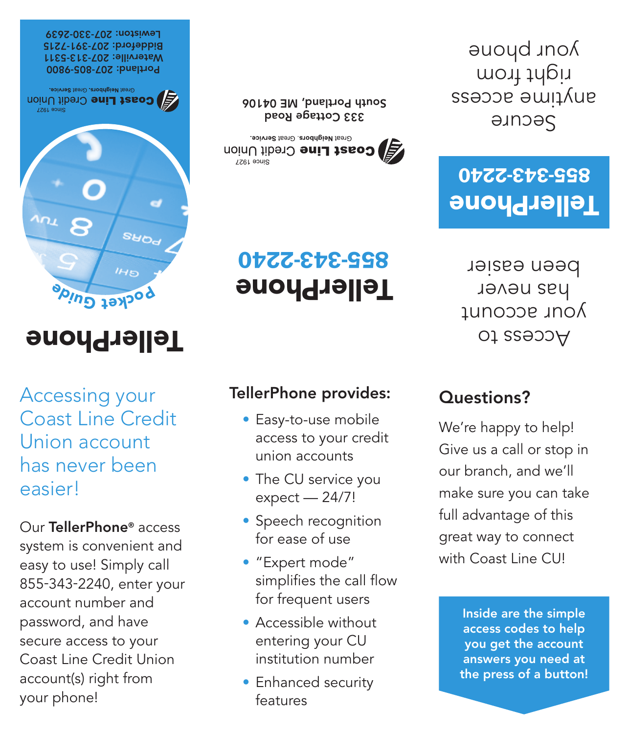# TellerPhone

Pocket Guide

Coast Line Credit Union
Since 1927
Great Neighbors. Great Service.

Portland: 207-805-9800
Waterville: 207-313-5311
Biddeford: 207-391-7215
Lewiston: 207-330-2639

## TellerPhone 855-343-2240

Coast Line Credit Union
Since 1927
Great Neighbors. Great Service.

333 Cottage Road
South Portland, ME 04106

Access to your account has never been easier

## TellerPhone 855-343-2240

Secure anytime access right from your phone

## Accessing your Coast Line Credit Union account has never been easier!

Our **TellerPhone®** access system is convenient and easy to use! Simply call 855-343-2240, enter your account number and password, and have secure access to your Coast Line Credit Union account(s) right from your phone!

## TellerPhone provides:

- Easy-to-use mobile access to your credit union accounts
- The CU service you expect — 24/7!
- Speech recognition for ease of use
- "Expert mode" simplifies the call flow for frequent users
- Accessible without entering your CU institution number
- Enhanced security features

## Questions?

We're happy to help! Give us a call or stop in our branch, and we'll make sure you can take full advantage of this great way to connect with Coast Line CU!

**Inside are the simple access codes to help you get the account answers you need at the press of a button!**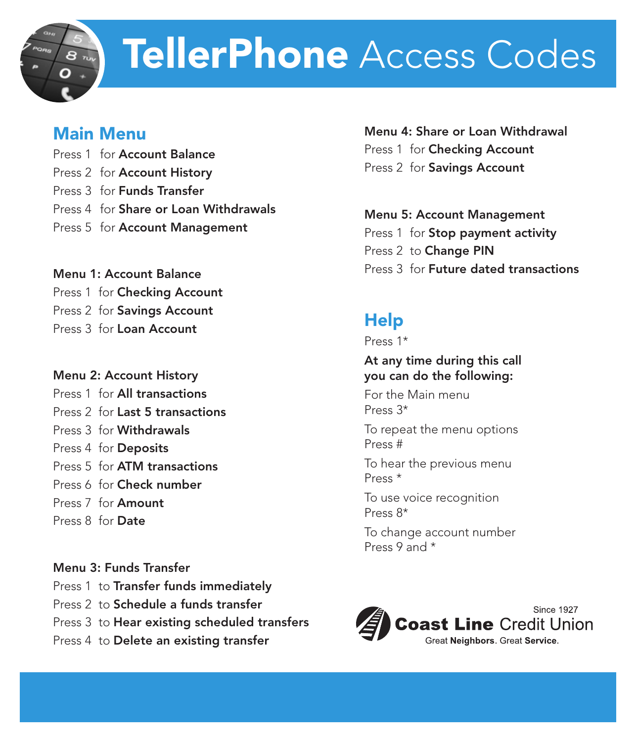# **TellerPhone** Access Codes

## Main Menu

Press 1 for **Account Balance**
Press 2 for **Account History**
Press 3 for **Funds Transfer**
Press 4 for **Share or Loan Withdrawals**
Press 5 for **Account Management**

### Menu 1: Account Balance

Press 1 for **Checking Account**
Press 2 for **Savings Account**
Press 3 for **Loan Account**

### Menu 2: Account History

Press 1 for **All transactions**
Press 2 for **Last 5 transactions**
Press 3 for **Withdrawals**
Press 4 for **Deposits**
Press 5 for **ATM transactions**
Press 6 for **Check number**
Press 7 for **Amount**
Press 8 for **Date**

### Menu 3: Funds Transfer

Press 1 to **Transfer funds immediately**
Press 2 to **Schedule a funds transfer**
Press 3 to **Hear existing scheduled transfers**
Press 4 to **Delete an existing transfer**

### Menu 4: Share or Loan Withdrawal

Press 1 for **Checking Account**
Press 2 for **Savings Account**

### Menu 5: Account Management

Press 1 for **Stop payment activity**
Press 2 to **Change PIN**
Press 3 for **Future dated transactions**

## Help

Press 1*

**At any time during this call you can do the following:**

For the Main menu
Press 3*

To repeat the menu options
Press #

To hear the previous menu
Press *

To use voice recognition
Press 8*

To change account number
Press 9 and *

Since 1927
**Coast Line** Credit Union
Great **Neighbors**. Great **Service**.